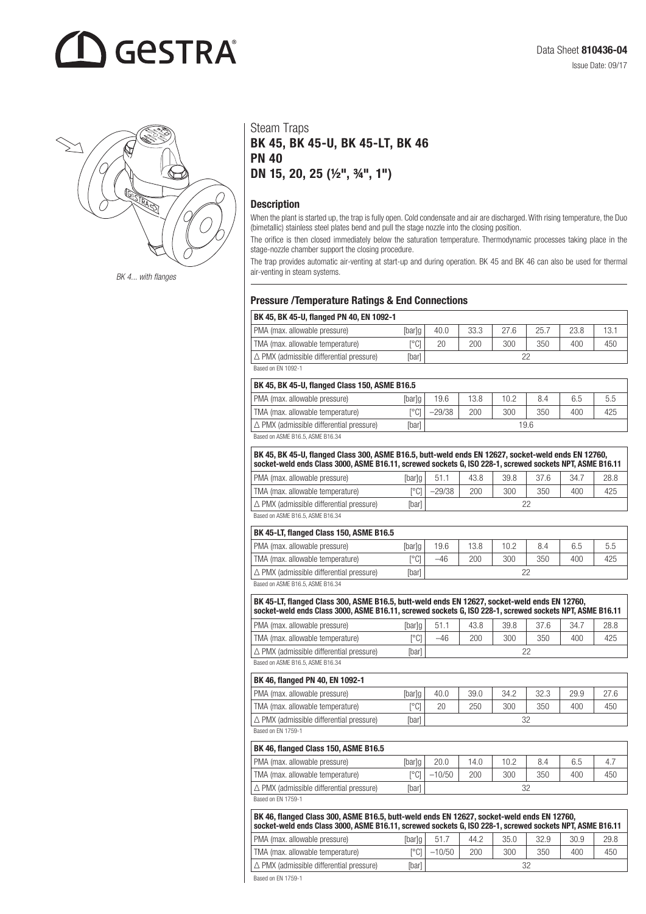Data Sheet **810436-04**

Issue Date: 09/17

*BK 4... with flanges*

# Steam Traps
## BK 45, BK 45-U, BK 45-LT, BK 46
## PN 40
## DN 15, 20, 25 (½", ¾", 1")

### Description

When the plant is started up, the trap is fully open. Cold condensate and air are discharged. With rising temperature, the Duo (bimetallic) stainless steel plates bend and pull the stage nozzle into the closing position.

The orifice is then closed immediately below the saturation temperature. Thermodynamic processes taking place in the stage-nozzle chamber support the closing procedure.

The trap provides automatic air-venting at start-up and during operation. BK 45 and BK 46 can also be used for thermal air-venting in steam systems.

### Pressure /Temperature Ratings & End Connections

| BK 45, BK 45-U, flanged PN 40, EN 1092-1 | | | | | | | |
|---|---|---|---|---|---|---|---|
| PMA (max. allowable pressure) [bar]g | 40.0 | 33.3 | 27.6 | 25.7 | 23.8 | 13.1 |
| TMA (max. allowable temperature) [°C] | 20 | 200 | 300 | 350 | 400 | 450 |
| Δ PMX (admissible differential pressure) [bar] | 22 | | | | | |

Based on EN 1092-1

| BK 45, BK 45-U, flanged Class 150, ASME B16.5 | | | | | | |
|---|---|---|---|---|---|---|
| PMA (max. allowable pressure) [bar]g | 19.6 | 13.8 | 10.2 | 8.4 | 6.5 | 5.5 |
| TMA (max. allowable temperature) [°C] | –29/38 | 200 | 300 | 350 | 400 | 425 |
| Δ PMX (admissible differential pressure) [bar] | 19.6 | | | | | |

Based on ASME B16.5, ASME B16.34

| BK 45, BK 45-U, flanged Class 300, ASME B16.5, butt-weld ends EN 12627, socket-weld ends EN 12760, socket-weld ends Class 3000, ASME B16.11, screwed sockets G, ISO 228-1, screwed sockets NPT, ASME B16.11 | | | | | | |
|---|---|---|---|---|---|---|
| PMA (max. allowable pressure) [bar]g | 51.1 | 43.8 | 39.8 | 37.6 | 34.7 | 28.8 |
| TMA (max. allowable temperature) [°C] | –29/38 | 200 | 300 | 350 | 400 | 425 |
| Δ PMX (admissible differential pressure) [bar] | 22 | | | | | |

Based on ASME B16.5, ASME B16.34

| BK 45-LT, flanged Class 150, ASME B16.5 | | | | | | |
|---|---|---|---|---|---|---|
| PMA (max. allowable pressure) [bar]g | 19.6 | 13.8 | 10.2 | 8.4 | 6.5 | 5.5 |
| TMA (max. allowable temperature) [°C] | –46 | 200 | 300 | 350 | 400 | 425 |
| Δ PMX (admissible differential pressure) [bar] | 22 | | | | | |

Based on ASME B16.5, ASME B16.34

| BK 45-LT, flanged Class 300, ASME B16.5, butt-weld ends EN 12627, socket-weld ends EN 12760, socket-weld ends Class 3000, ASME B16.11, screwed sockets G, ISO 228-1, screwed sockets NPT, ASME B16.11 | | | | | | |
|---|---|---|---|---|---|---|
| PMA (max. allowable pressure) [bar]g | 51.1 | 43.8 | 39.8 | 37.6 | 34.7 | 28.8 |
| TMA (max. allowable temperature) [°C] | –46 | 200 | 300 | 350 | 400 | 425 |
| Δ PMX (admissible differential pressure) [bar] | 22 | | | | | |

Based on ASME B16.5, ASME B16.34

| BK 46, flanged PN 40, EN 1092-1 | | | | | | |
|---|---|---|---|---|---|---|
| PMA (max. allowable pressure) [bar]g | 40.0 | 39.0 | 34.2 | 32.3 | 29.9 | 27.6 |
| TMA (max. allowable temperature) [°C] | 20 | 250 | 300 | 350 | 400 | 450 |
| Δ PMX (admissible differential pressure) [bar] | 32 | | | | | |

Based on EN 1759-1

| BK 46, flanged Class 150, ASME B16.5 | | | | | | |
|---|---|---|---|---|---|---|
| PMA (max. allowable pressure) [bar]g | 20.0 | 14.0 | 10.2 | 8.4 | 6.5 | 4.7 |
| TMA (max. allowable temperature) [°C] | –10/50 | 200 | 300 | 350 | 400 | 450 |
| Δ PMX (admissible differential pressure) [bar] | 32 | | | | | |

Based on EN 1759-1

| BK 46, flanged Class 300, ASME B16.5, butt-weld ends EN 12627, socket-weld ends EN 12760, socket-weld ends Class 3000, ASME B16.11, screwed sockets G, ISO 228-1, screwed sockets NPT, ASME B16.11 | | | | | | |
|---|---|---|---|---|---|---|
| PMA (max. allowable pressure) [bar]g | 51.7 | 44.2 | 35.0 | 32.9 | 30.9 | 29.8 |
| TMA (max. allowable temperature) [°C] | –10/50 | 200 | 300 | 350 | 400 | 450 |
| Δ PMX (admissible differential pressure) [bar] | 32 | | | | | |

Based on EN 1759-1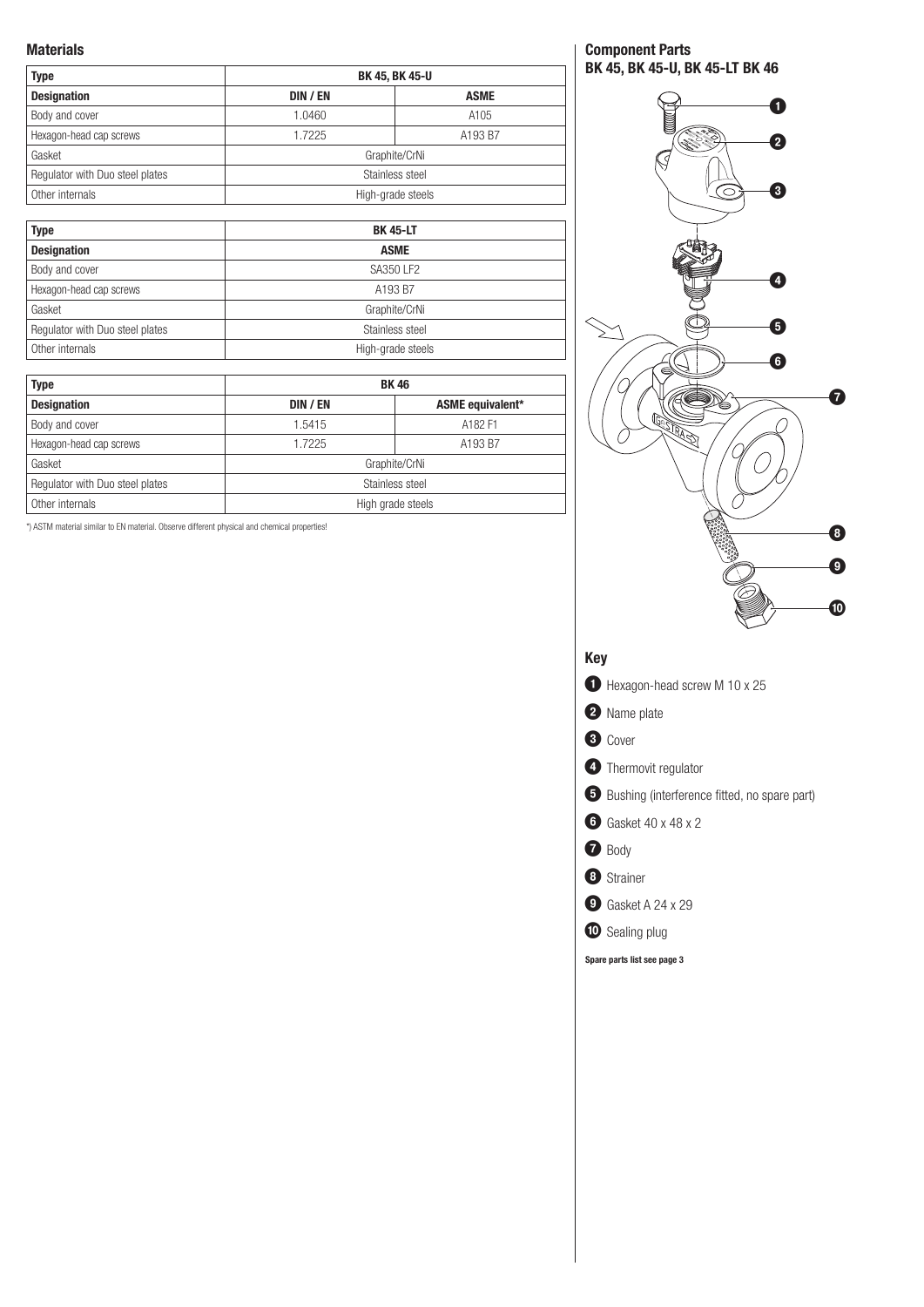## Materials

| Type | BK 45, BK 45-U | |
|---|---|---|
| **Designation** | **DIN / EN** | **ASME** |
| Body and cover | 1.0460 | A105 |
| Hexagon-head cap screws | 1.7225 | A193 B7 |
| Gasket | Graphite/CrNi | |
| Regulator with Duo steel plates | Stainless steel | |
| Other internals | High-grade steels | |

| Type | BK 45-LT |
|---|---|
| **Designation** | **ASME** |
| Body and cover | SA350 LF2 |
| Hexagon-head cap screws | A193 B7 |
| Gasket | Graphite/CrNi |
| Regulator with Duo steel plates | Stainless steel |
| Other internals | High-grade steels |

| Type | BK 46 | |
|---|---|---|
| **Designation** | **DIN / EN** | **ASME equivalent*** |
| Body and cover | 1.5415 | A182 F1 |
| Hexagon-head cap screws | 1.7225 | A193 B7 |
| Gasket | Graphite/CrNi | |
| Regulator with Duo steel plates | Stainless steel | |
| Other internals | High grade steels | |

*) ASTM material similar to EN material. Observe different physical and chemical properties!

## Component Parts
## BK 45, BK 45-U, BK 45-LT BK 46

### Key

1. Hexagon-head screw M 10 x 25
2. Name plate
3. Cover
4. Thermovit regulator
5. Bushing (interference fitted, no spare part)
6. Gasket 40 x 48 x 2
7. Body
8. Strainer
9. Gasket A 24 x 29
10. Sealing plug

**Spare parts list see page 3**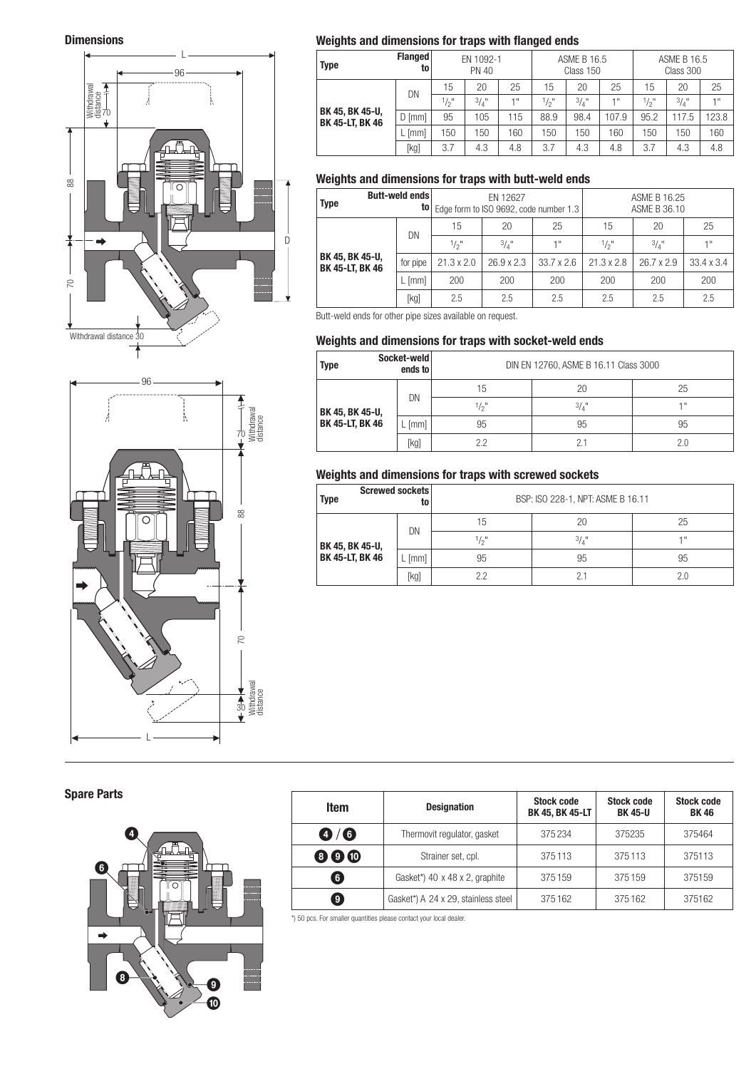## Dimensions

## Weights and dimensions for traps with flanged ends

| Type | Flanged to | EN 1092-1 PN 40 | | | ASME B 16.5 Class 150 | | | ASME B 16.5 Class 300 | | |
|---|---|---|---|---|---|---|---|---|---|---|
| BK 45, BK 45-U, BK 45-LT, BK 46 | DN | 15 | 20 | 25 | 15 | 20 | 25 | 15 | 20 | 25 |
| | | 1/2" | 3/4" | 1" | 1/2" | 3/4" | 1" | 1/2" | 3/4" | 1" |
| | D [mm] | 95 | 105 | 115 | 88.9 | 98.4 | 107.9 | 95.2 | 117.5 | 123.8 |
| | L [mm] | 150 | 150 | 160 | 150 | 150 | 160 | 150 | 150 | 160 |
| | [kg] | 3.7 | 4.3 | 4.8 | 3.7 | 4.3 | 4.8 | 3.7 | 4.3 | 4.8 |

## Weights and dimensions for traps with butt-weld ends

| Type | Butt-weld ends to | EN 12627 Edge form to ISO 9692, code number 1.3 | | | ASME B 16.25 ASME B 36.10 | | |
|---|---|---|---|---|---|---|---|
| BK 45, BK 45-U, BK 45-LT, BK 46 | DN | 15 | 20 | 25 | 15 | 20 | 25 |
| | | 1/2" | 3/4" | 1" | 1/2" | 3/4" | 1" |
| | for pipe | 21.3 x 2.0 | 26.9 x 2.3 | 33.7 x 2.6 | 21.3 x 2.8 | 26.7 x 2.9 | 33.4 x 3.4 |
| | L [mm] | 200 | 200 | 200 | 200 | 200 | 200 |
| | [kg] | 2.5 | 2.5 | 2.5 | 2.5 | 2.5 | 2.5 |

Butt-weld ends for other pipe sizes available on request.

## Weights and dimensions for traps with socket-weld ends

| Type | Socket-weld ends to | DIN EN 12760, ASME B 16.11 Class 3000 | | |
|---|---|---|---|---|
| BK 45, BK 45-U, BK 45-LT, BK 46 | DN | 15 | 20 | 25 |
| | | 1/2" | 3/4" | 1" |
| | L [mm] | 95 | 95 | 95 |
| | [kg] | 2.2 | 2.1 | 2.0 |

## Weights and dimensions for traps with screwed sockets

| Type | Screwed sockets to | BSP: ISO 228-1, NPT: ASME B 16.11 | | |
|---|---|---|---|---|
| BK 45, BK 45-U, BK 45-LT, BK 46 | DN | 15 | 20 | 25 |
| | | 1/2" | 3/4" | 1" |
| | L [mm] | 95 | 95 | 95 |
| | [kg] | 2.2 | 2.1 | 2.0 |

## Spare Parts

| Item | Designation | Stock code BK 45, BK 45-LT | Stock code BK 45-U | Stock code BK 46 |
|---|---|---|---|---|
| 4 / 6 | Thermovit regulator, gasket | 375 234 | 375235 | 375464 |
| 8 9 10 | Strainer set, cpl. | 375 113 | 375 113 | 375113 |
| 6 | Gasket*) 40 x 48 x 2, graphite | 375 159 | 375 159 | 375159 |
| 9 | Gasket*) A 24 x 29, stainless steel | 375 162 | 375 162 | 375162 |

*) 50 pcs. For smaller quantities please contact your local dealer.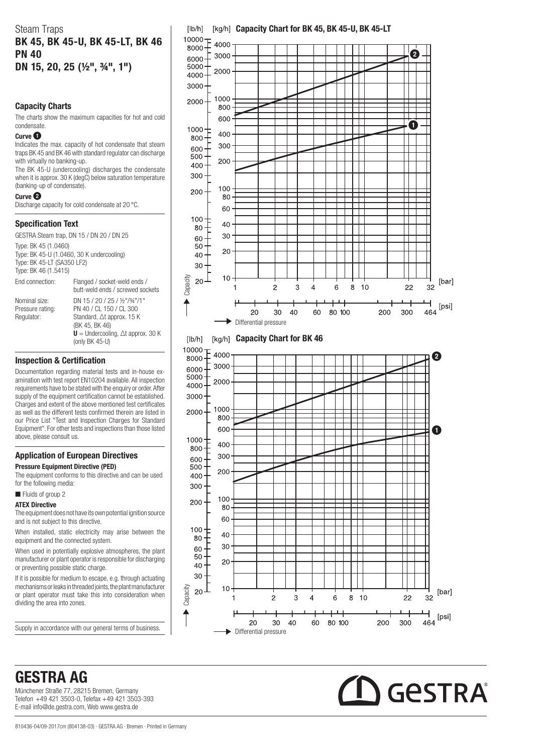# Steam Traps
## BK 45, BK 45-U, BK 45-LT, BK 46
## PN 40
## DN 15, 20, 25 (½", ¾", 1")

### Capacity Charts

The charts show the maximum capacities for hot and cold condensate.

**Curve 1**

Indicates the max. capacity of hot condensate that steam traps BK 45 and BK 46 with standard regulator can discharge with virtually no banking-up.

The BK 45-U (undercooling) discharges the condensate when it is approx. 30 K (degC) below saturation temperature (banking-up of condensate).

**Curve 2**

Discharge capacity for cold condensate at 20 °C.

### Specification Text

GESTRA Steam trap, DN 15 / DN 20 / DN 25

Type: BK 45 (1.0460)
Type: BK 45-U (1.0460, 30 K undercooling)
Type: BK 45-LT (SA350 LF2)
Type: BK 46 (1.5415)

| | |
|---|---|
| End connection: | Flanged / socket-weld ends / butt-weld ends / screwed sockets |
| Nominal size: | DN 15 / 20 / 25 / ½"/¾"/1" |
| Pressure rating: | PN 40 / CL 150 / CL 300 |
| Regulator: | Standard, $\Delta t$ approx. 15 K (BK 45, BK 46) **U** = Undercooling, $\Delta t$ approx. 30 K (only BK 45-U) |

### Inspection & Certification

Documentation regarding material tests and in-house examination with test report EN10204 available. All inspection requirements have to be stated with the enquiry or order. After supply of the equipment certification cannot be established. Charges and extent of the above mentioned test certificates as well as the different tests confirmed therein are listed in our Price List "Test and Inspection Charges for Standard Equipment". For other tests and inspections than those listed above, please consult us.

### Application of European Directives

**Pressure Equipment Directive (PED)**

The equipment conforms to this directive and can be used for the following media:

- Fluids of group 2

**ATEX Directive**

The equipment does not have its own potential ignition source and is not subject to this directive.

When installed, static electricity may arise between the equipment and the connected system.

When used in potentially explosive atmospheres, the plant manufacturer or plant operator is responsible for discharging or preventing possible static charge.

If it is possible for medium to escape, e.g. through actuating mechanisms or leaks in threaded joints, the plant manufacturer or plant operator must take this into consideration when dividing the area into zones.

Supply in accordance with our general terms of business.

[lb/h] [kg/h] **Capacity Chart for BK 45, BK 45-U, BK 45-LT**

[lb/h]: 10000, 8000, 6000, 5000, 4000, 3000, 2000, 1000, 800, 600, 500, 400, 300, 200, 100, 80, 60, 50, 40, 30, 20
[kg/h]: 4000, 3000, 2000, 1000, 800, 600, 400, 300, 200, 100, 80, 60, 40, 30, 20, 10
Capacity
[bar]: 1, 2, 3, 4, 6, 8, 10, 22, 32
[psi]: 20, 30, 40, 60, 80, 100, 200, 300, 464
Differential pressure
2
1

[lb/h] [kg/h] **Capacity Chart for BK 46**

[lb/h]: 10000, 8000, 6000, 5000, 4000, 3000, 2000, 1000, 800, 600, 500, 400, 300, 200, 100, 80, 60, 50, 40, 30, 20
[kg/h]: 4000, 3000, 2000, 1000, 800, 600, 400, 300, 200, 100, 80, 60, 40, 30, 20, 10
Capacity
[bar]: 1, 2, 3, 4, 6, 8, 10, 22, 32
[psi]: 20, 30, 40, 60, 80, 100, 200, 300, 464
Differential pressure
2
1

# GESTRA AG

Münchener Straße 77, 28215 Bremen, Germany
Telefon +49 421 3503-0, Telefax +49 421 3503-393
E-mail info@de.gestra.com, Web www.gestra.de

GESTRA®

810436-04/09-2017cm (804138-03) · GESTRA AG · Bremen · Printed in Germany